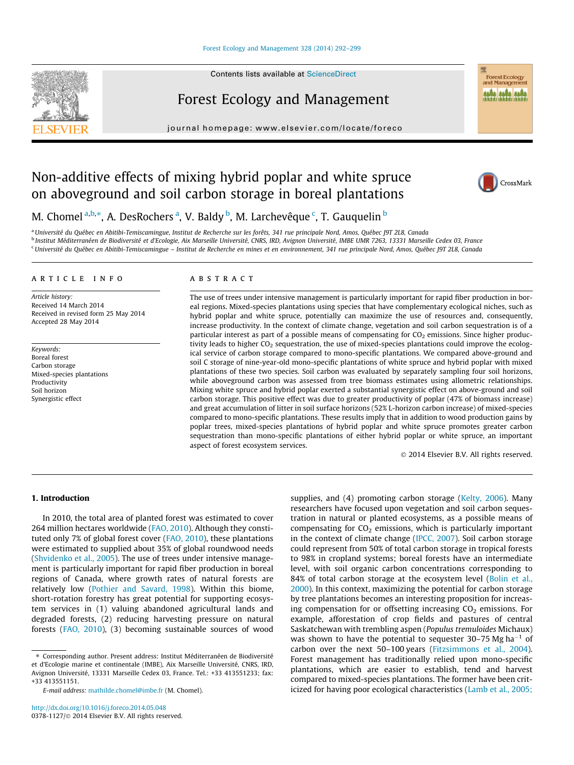# Non-additive effects of mixing hybrid poplar and white spruce on aboveground and soil carbon storage in boreal plantations

M. Chomel [a,b,*], A. DesRochers [a], V. Baldy [b], M. Larchevêque [c], T. Gauquelin [b]

[a] Université du Québec en Abitibi-Temiscamingue, Institut de Recherche sur les forêts, 341 rue principale Nord, Amos, Québec J9T 2L8, Canada

[b] Institut Méditerranéen de Biodiversité et d'Ecologie, Aix Marseille Université, CNRS, IRD, Avignon Université, IMBE UMR 7263, 13331 Marseille Cedex 03, France

[c] Université du Québec en Abitibi-Temiscamingue – Institut de Recherche en mines et en environnement, 341 rue principale Nord, Amos, Québec J9T 2L8, Canada

## ARTICLE INFO

*Article history:*
Received 14 March 2014
Received in revised form 25 May 2014
Accepted 28 May 2014

*Keywords:*
Boreal forest
Carbon storage
Mixed-species plantations
Productivity
Soil horizon
Synergistic effect

## ABSTRACT

The use of trees under intensive management is particularly important for rapid fiber production in boreal regions. Mixed-species plantations using species that have complementary ecological niches, such as hybrid poplar and white spruce, potentially can maximize the use of resources and, consequently, increase productivity. In the context of climate change, vegetation and soil carbon sequestration is of a particular interest as part of a possible means of compensating for $CO_2$ emissions. Since higher productivity leads to higher $CO_2$ sequestration, the use of mixed-species plantations could improve the ecological service of carbon storage compared to mono-specific plantations. We compared above-ground and soil C storage of nine-year-old mono-specific plantations of white spruce and hybrid poplar with mixed plantations of these two species. Soil carbon was evaluated by separately sampling four soil horizons, while aboveground carbon was assessed from tree biomass estimates using allometric relationships. Mixing white spruce and hybrid poplar exerted a substantial synergistic effect on above-ground and soil carbon storage. This positive effect was due to greater productivity of poplar (47% of biomass increase) and great accumulation of litter in soil surface horizons (52% L-horizon carbon increase) of mixed-species compared to mono-specific plantations. These results imply that in addition to wood production gains by poplar trees, mixed-species plantations of hybrid poplar and white spruce promotes greater carbon sequestration than mono-specific plantations of either hybrid poplar or white spruce, an important aspect of forest ecosystem services.

© 2014 Elsevier B.V. All rights reserved.

## 1. Introduction

In 2010, the total area of planted forest was estimated to cover 264 million hectares worldwide (FAO, 2010). Although they constituted only 7% of global forest cover (FAO, 2010), these plantations were estimated to supplied about 35% of global roundwood needs (Shvidenko et al., 2005). The use of trees under intensive management is particularly important for rapid fiber production in boreal regions of Canada, where growth rates of natural forests are relatively low (Pothier and Savard, 1998). Within this biome, short-rotation forestry has great potential for supporting ecosystem services in (1) valuing abandoned agricultural lands and degraded forests, (2) reducing harvesting pressure on natural forests (FAO, 2010), (3) becoming sustainable sources of wood supplies, and (4) promoting carbon storage (Kelty, 2006). Many researchers have focused upon vegetation and soil carbon sequestration in natural or planted ecosystems, as a possible means of compensating for $CO_2$ emissions, which is particularly important in the context of climate change (IPCC, 2007). Soil carbon storage could represent from 50% of total carbon storage in tropical forests to 98% in cropland systems; boreal forests have an intermediate level, with soil organic carbon concentrations corresponding to 84% of total carbon storage at the ecosystem level (Bolin et al., 2000). In this context, maximizing the potential for carbon storage by tree plantations becomes an interesting proposition for increasing compensation for or offsetting increasing $CO_2$ emissions. For example, afforestation of crop fields and pastures of central Saskatchewan with trembling aspen (*Populus tremuloides* Michaux) was shown to have the potential to sequester 30–75 Mg $ha^{-1}$ of carbon over the next 50–100 years (Fitzsimmons et al., 2004). Forest management has traditionally relied upon mono-specific plantations, which are easier to establish, tend and harvest compared to mixed-species plantations. The former have been criticized for having poor ecological characteristics (Lamb et al., 2005;

---

* Corresponding author. Present address: Institut Méditerranéen de Biodiversité et d'Ecologie marine et continentale (IMBE), Aix Marseille Université, CNRS, IRD, Avignon Université, 13331 Marseille Cedex 03, France. Tel.: +33 413551233; fax: +33 413551151.

*E-mail address:* mathilde.chomel@imbe.fr (M. Chomel).

http://dx.doi.org/10.1016/j.foreco.2014.05.048
0378-1127/© 2014 Elsevier B.V. All rights reserved.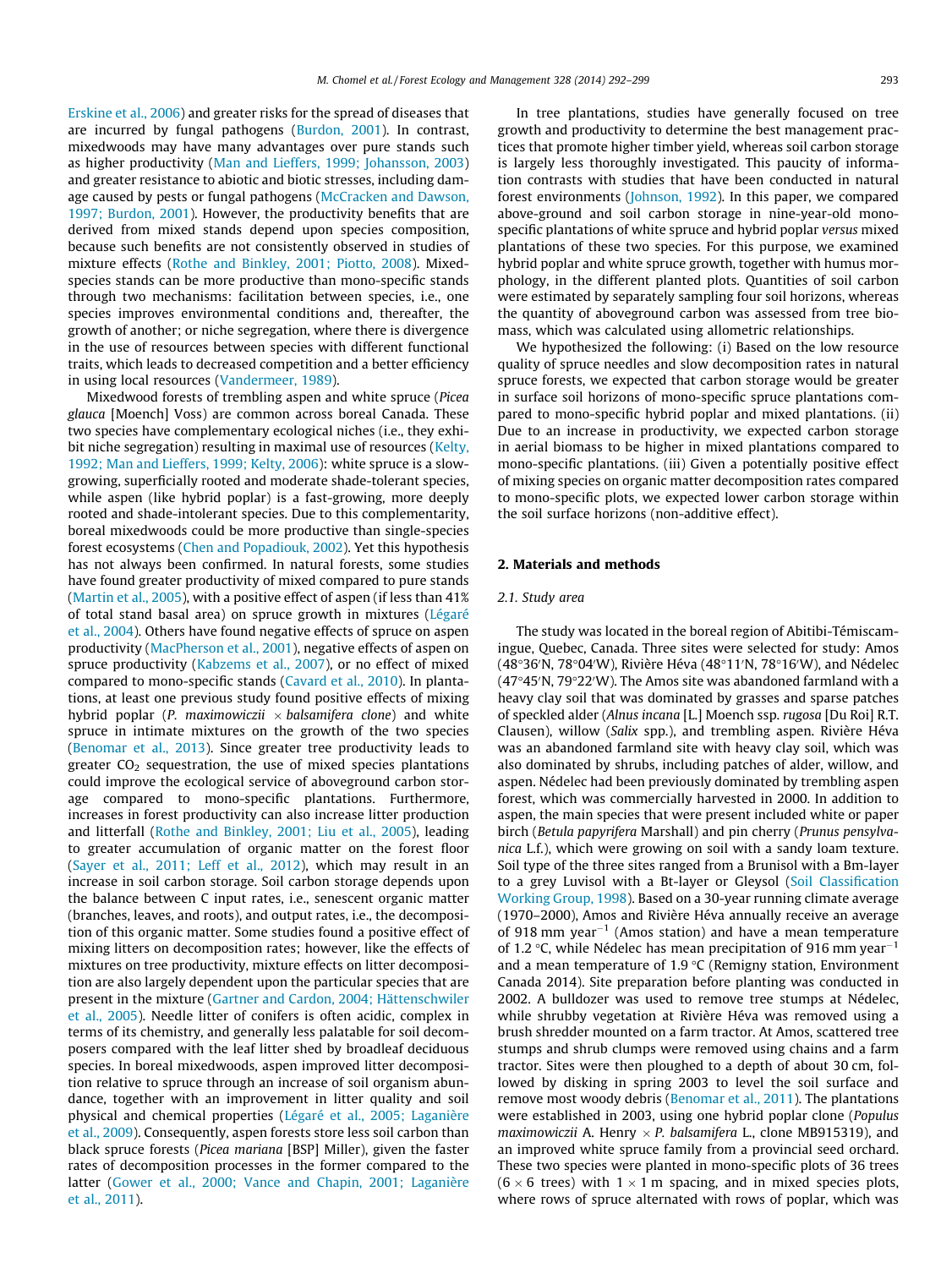Erskine et al., 2006) and greater risks for the spread of diseases that are incurred by fungal pathogens (Burdon, 2001). In contrast, mixedwoods may have many advantages over pure stands such as higher productivity (Man and Lieffers, 1999; Johansson, 2003) and greater resistance to abiotic and biotic stresses, including damage caused by pests or fungal pathogens (McCracken and Dawson, 1997; Burdon, 2001). However, the productivity benefits that are derived from mixed stands depend upon species composition, because such benefits are not consistently observed in studies of mixture effects (Rothe and Binkley, 2001; Piotto, 2008). Mixed-species stands can be more productive than mono-specific stands through two mechanisms: facilitation between species, i.e., one species improves environmental conditions and, thereafter, the growth of another; or niche segregation, where there is divergence in the use of resources between species with different functional traits, which leads to decreased competition and a better efficiency in using local resources (Vandermeer, 1989).

Mixedwood forests of trembling aspen and white spruce (*Picea glauca* [Moench] Voss) are common across boreal Canada. These two species have complementary ecological niches (i.e., they exhibit niche segregation) resulting in maximal use of resources (Kelty, 1992; Man and Lieffers, 1999; Kelty, 2006): white spruce is a slow-growing, superficially rooted and moderate shade-tolerant species, while aspen (like hybrid poplar) is a fast-growing, more deeply rooted and shade-intolerant species. Due to this complementarity, boreal mixedwoods could be more productive than single-species forest ecosystems (Chen and Popadiouk, 2002). Yet this hypothesis has not always been confirmed. In natural forests, some studies have found greater productivity of mixed compared to pure stands (Martin et al., 2005), with a positive effect of aspen (if less than 41% of total stand basal area) on spruce growth in mixtures (Légaré et al., 2004). Others have found negative effects of spruce on aspen productivity (MacPherson et al., 2001), negative effects of aspen on spruce productivity (Kabzems et al., 2007), or no effect of mixed compared to mono-specific stands (Cavard et al., 2010). In plantations, at least one previous study found positive effects of mixing hybrid poplar (*P. maximowiczii* × *balsamifera clone*) and white spruce in intimate mixtures on the growth of the two species (Benomar et al., 2013). Since greater tree productivity leads to greater $CO_2$ sequestration, the use of mixed species plantations could improve the ecological service of aboveground carbon storage compared to mono-specific plantations. Furthermore, increases in forest productivity can also increase litter production and litterfall (Rothe and Binkley, 2001; Liu et al., 2005), leading to greater accumulation of organic matter on the forest floor (Sayer et al., 2011; Leff et al., 2012), which may result in an increase in soil carbon storage. Soil carbon storage depends upon the balance between C input rates, i.e., senescent organic matter (branches, leaves, and roots), and output rates, i.e., the decomposition of this organic matter. Some studies found a positive effect of mixing litters on decomposition rates; however, like the effects of mixtures on tree productivity, mixture effects on litter decomposition are also largely dependent upon the particular species that are present in the mixture (Gartner and Cardon, 2004; Hättenschwiler et al., 2005). Needle litter of conifers is often acidic, complex in terms of its chemistry, and generally less palatable for soil decomposers compared with the leaf litter shed by broadleaf deciduous species. In boreal mixedwoods, aspen improved litter decomposition relative to spruce through an increase of soil organism abundance, together with an improvement in litter quality and soil physical and chemical properties (Légaré et al., 2005; Laganière et al., 2009). Consequently, aspen forests store less soil carbon than black spruce forests (*Picea mariana* [BSP] Miller), given the faster rates of decomposition processes in the former compared to the latter (Gower et al., 2000; Vance and Chapin, 2001; Laganière et al., 2011).

In tree plantations, studies have generally focused on tree growth and productivity to determine the best management practices that promote higher timber yield, whereas soil carbon storage is largely less thoroughly investigated. This paucity of information contrasts with studies that have been conducted in natural forest environments (Johnson, 1992). In this paper, we compared above-ground and soil carbon storage in nine-year-old mono-specific plantations of white spruce and hybrid poplar *versus* mixed plantations of these two species. For this purpose, we examined hybrid poplar and white spruce growth, together with humus morphology, in the different planted plots. Quantities of soil carbon were estimated by separately sampling four soil horizons, whereas the quantity of aboveground carbon was assessed from tree biomass, which was calculated using allometric relationships.

We hypothesized the following: (i) Based on the low resource quality of spruce needles and slow decomposition rates in natural spruce forests, we expected that carbon storage would be greater in surface soil horizons of mono-specific spruce plantations compared to mono-specific hybrid poplar and mixed plantations. (ii) Due to an increase in productivity, we expected carbon storage in aerial biomass to be higher in mixed plantations compared to mono-specific plantations. (iii) Given a potentially positive effect of mixing species on organic matter decomposition rates compared to mono-specific plots, we expected lower carbon storage within the soil surface horizons (non-additive effect).

## 2. Materials and methods

### 2.1. Study area

The study was located in the boreal region of Abitibi-Témiscamingue, Quebec, Canada. Three sites were selected for study: Amos (48°36′N, 78°04′W), Rivière Héva (48°11′N, 78°16′W), and Nédelec (47°45′N, 79°22′W). The Amos site was abandoned farmland with a heavy clay soil that was dominated by grasses and sparse patches of speckled alder (*Alnus incana* [L.] Moench ssp. *rugosa* [Du Roi] R.T. Clausen), willow (*Salix* spp.), and trembling aspen. Rivière Héva was an abandoned farmland site with heavy clay soil, which was also dominated by shrubs, including patches of alder, willow, and aspen. Nédelec had been previously dominated by trembling aspen forest, which was commercially harvested in 2000. In addition to aspen, the main species that were present included white or paper birch (*Betula papyrifera* Marshall) and pin cherry (*Prunus pensylvanica* L.f.), which were growing on soil with a sandy loam texture. Soil type of the three sites ranged from a Brunisol with a Bm-layer to a grey Luvisol with a Bt-layer or Gleysol (Soil Classification Working Group, 1998). Based on a 30-year running climate average (1970–2000), Amos and Rivière Héva annually receive an average of 918 mm year$^{-1}$ (Amos station) and have a mean temperature of 1.2 °C, while Nédelec has mean precipitation of 916 mm year$^{-1}$ and a mean temperature of 1.9 °C (Remigny station, Environment Canada 2014). Site preparation before planting was conducted in 2002. A bulldozer was used to remove tree stumps at Nédelec, while shrubby vegetation at Rivière Héva was removed using a brush shredder mounted on a farm tractor. At Amos, scattered tree stumps and shrub clumps were removed using chains and a farm tractor. Sites were then ploughed to a depth of about 30 cm, followed by disking in spring 2003 to level the soil surface and remove most woody debris (Benomar et al., 2011). The plantations were established in 2003, using one hybrid poplar clone (*Populus maximowiczii* A. Henry × *P. balsamifera* L., clone MB915319), and an improved white spruce family from a provincial seed orchard. These two species were planted in mono-specific plots of 36 trees (6 × 6 trees) with 1 × 1 m spacing, and in mixed species plots, where rows of spruce alternated with rows of poplar, which was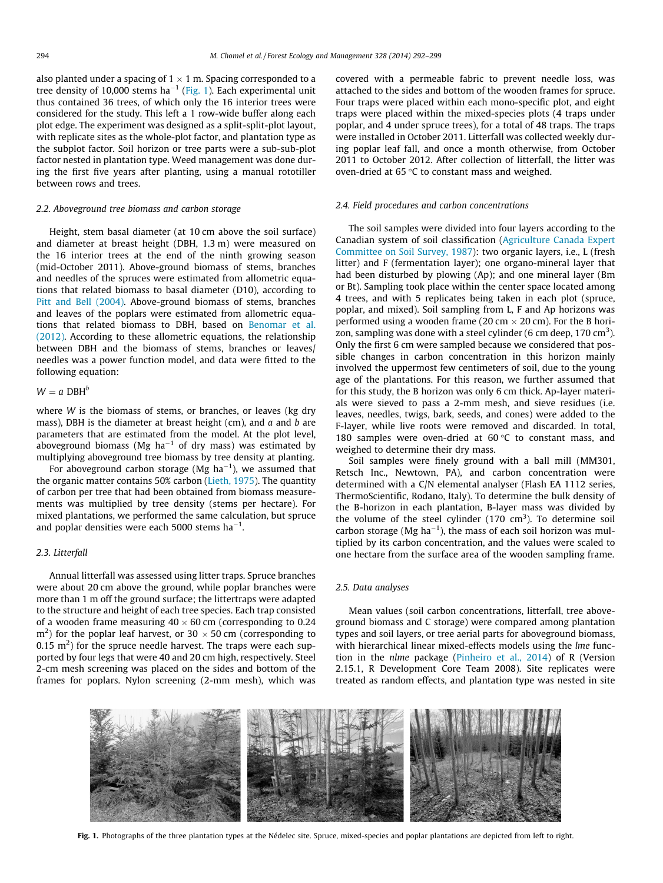also planted under a spacing of 1 × 1 m. Spacing corresponded to a tree density of 10,000 stems ha$^{-1}$ (Fig. 1). Each experimental unit thus contained 36 trees, of which only the 16 interior trees were considered for the study. This left a 1 row-wide buffer along each plot edge. The experiment was designed as a split-split-plot layout, with replicate sites as the whole-plot factor, and plantation type as the subplot factor. Soil horizon or tree parts were a sub-sub-plot factor nested in plantation type. Weed management was done during the first five years after planting, using a manual rototiller between rows and trees.

### 2.2. Aboveground tree biomass and carbon storage

Height, stem basal diameter (at 10 cm above the soil surface) and diameter at breast height (DBH, 1.3 m) were measured on the 16 interior trees at the end of the ninth growing season (mid-October 2011). Above-ground biomass of stems, branches and needles of the spruces were estimated from allometric equations that related biomass to basal diameter (D10), according to Pitt and Bell (2004). Above-ground biomass of stems, branches and leaves of the poplars were estimated from allometric equations that related biomass to DBH, based on Benomar et al. (2012). According to these allometric equations, the relationship between DBH and the biomass of stems, branches or leaves/needles was a power function model, and data were fitted to the following equation:

$$W = a\ \mathrm{DBH}^{b}$$

where $W$ is the biomass of stems, or branches, or leaves (kg dry mass), DBH is the diameter at breast height (cm), and $a$ and $b$ are parameters that are estimated from the model. At the plot level, aboveground biomass (Mg ha$^{-1}$ of dry mass) was estimated by multiplying aboveground tree biomass by tree density at planting.

For aboveground carbon storage (Mg ha$^{-1}$), we assumed that the organic matter contains 50% carbon (Lieth, 1975). The quantity of carbon per tree that had been obtained from biomass measurements was multiplied by tree density (stems per hectare). For mixed plantations, we performed the same calculation, but spruce and poplar densities were each 5000 stems ha$^{-1}$.

### 2.3. Litterfall

Annual litterfall was assessed using litter traps. Spruce branches were about 20 cm above the ground, while poplar branches were more than 1 m off the ground surface; the littertraps were adapted to the structure and height of each tree species. Each trap consisted of a wooden frame measuring 40 × 60 cm (corresponding to 0.24 m$^2$) for the poplar leaf harvest, or 30 × 50 cm (corresponding to 0.15 m$^2$) for the spruce needle harvest. The traps were each supported by four legs that were 40 and 20 cm high, respectively. Steel 2-cm mesh screening was placed on the sides and bottom of the frames for poplars. Nylon screening (2-mm mesh), which was covered with a permeable fabric to prevent needle loss, was attached to the sides and bottom of the wooden frames for spruce. Four traps were placed within each mono-specific plot, and eight traps were placed within the mixed-species plots (4 traps under poplar, and 4 under spruce trees), for a total of 48 traps. The traps were installed in October 2011. Litterfall was collected weekly during poplar leaf fall, and once a month otherwise, from October 2011 to October 2012. After collection of litterfall, the litter was oven-dried at 65 °C to constant mass and weighed.

### 2.4. Field procedures and carbon concentrations

The soil samples were divided into four layers according to the Canadian system of soil classification (Agriculture Canada Expert Committee on Soil Survey, 1987): two organic layers, i.e., L (fresh litter) and F (fermentation layer); one organo-mineral layer that had been disturbed by plowing (Ap); and one mineral layer (Bm or Bt). Sampling took place within the center space located among 4 trees, and with 5 replicates being taken in each plot (spruce, poplar, and mixed). Soil sampling from L, F and Ap horizons was performed using a wooden frame (20 cm × 20 cm). For the B horizon, sampling was done with a steel cylinder (6 cm deep, 170 cm$^3$). Only the first 6 cm were sampled because we considered that possible changes in carbon concentration in this horizon mainly involved the uppermost few centimeters of soil, due to the young age of the plantations. For this reason, we further assumed that for this study, the B horizon was only 6 cm thick. Ap-layer materials were sieved to pass a 2-mm mesh, and sieve residues (i.e. leaves, needles, twigs, bark, seeds, and cones) were added to the F-layer, while live roots were removed and discarded. In total, 180 samples were oven-dried at 60 °C to constant mass, and weighed to determine their dry mass.

Soil samples were finely ground with a ball mill (MM301, Retsch Inc., Newtown, PA), and carbon concentration were determined with a C/N elemental analyser (Flash EA 1112 series, ThermoScientific, Rodano, Italy). To determine the bulk density of the B-horizon in each plantation, B-layer mass was divided by the volume of the steel cylinder (170 cm$^3$). To determine soil carbon storage (Mg ha$^{-1}$), the mass of each soil horizon was multiplied by its carbon concentration, and the values were scaled to one hectare from the surface area of the wooden sampling frame.

### 2.5. Data analyses

Mean values (soil carbon concentrations, litterfall, tree aboveground biomass and C storage) were compared among plantation types and soil layers, or tree aerial parts for aboveground biomass, with hierarchical linear mixed-effects models using the *lme* function in the *nlme* package (Pinheiro et al., 2014) of R (Version 2.15.1, R Development Core Team 2008). Site replicates were treated as random effects, and plantation type was nested in site

**Fig. 1.** Photographs of the three plantation types at the Nédelec site. Spruce, mixed-species and poplar plantations are depicted from left to right.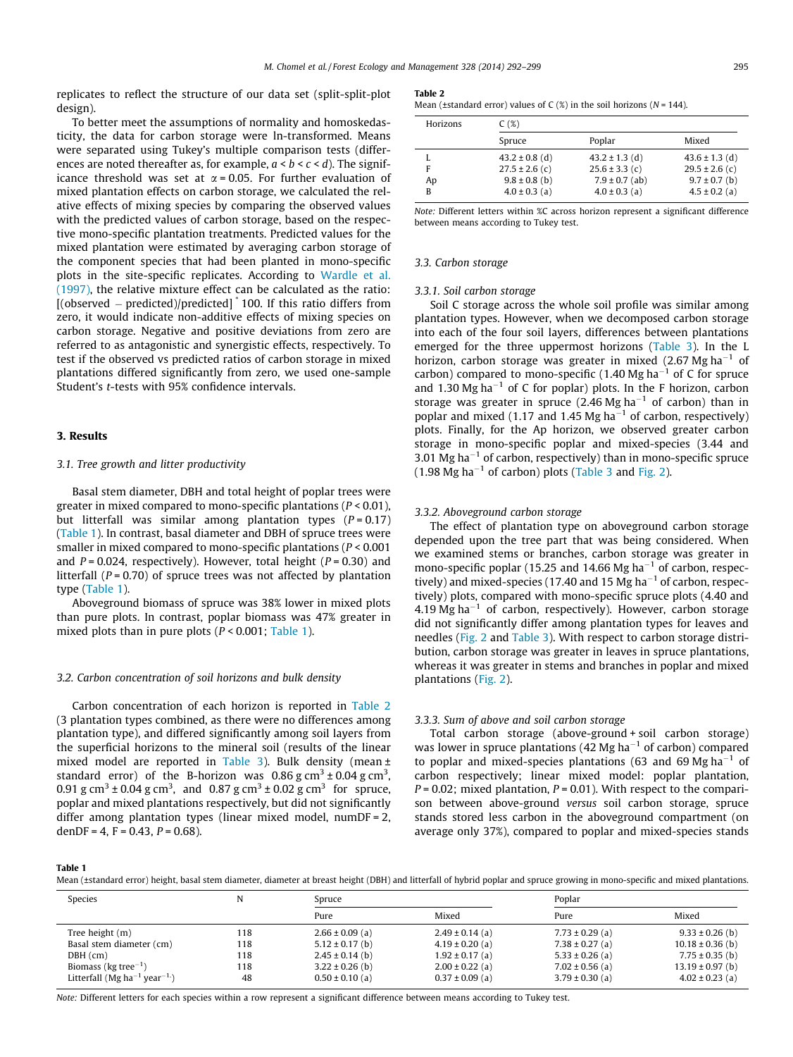replicates to reflect the structure of our data set (split-split-plot design).

To better meet the assumptions of normality and homoskedasticity, the data for carbon storage were ln-transformed. Means were separated using Tukey's multiple comparison tests (differences are noted thereafter as, for example, $a < b < c < d$). The significance threshold was set at $\alpha = 0.05$. For further evaluation of mixed plantation effects on carbon storage, we calculated the relative effects of mixing species by comparing the observed values with the predicted values of carbon storage, based on the respective mono-specific plantation treatments. Predicted values for the mixed plantation were estimated by averaging carbon storage of the component species that had been planted in mono-specific plots in the site-specific replicates. According to Wardle et al. (1997), the relative mixture effect can be calculated as the ratio: $[(\text{observed} - \text{predicted})/\text{predicted}]^{*} 100$. If this ratio differs from zero, it would indicate non-additive effects of mixing species on carbon storage. Negative and positive deviations from zero are referred to as antagonistic and synergistic effects, respectively. To test if the observed vs predicted ratios of carbon storage in mixed plantations differed significantly from zero, we used one-sample Student's *t*-tests with 95% confidence intervals.

## 3. Results

### 3.1. Tree growth and litter productivity

Basal stem diameter, DBH and total height of poplar trees were greater in mixed compared to mono-specific plantations ($P < 0.01$), but litterfall was similar among plantation types ($P = 0.17$) (Table 1). In contrast, basal diameter and DBH of spruce trees were smaller in mixed compared to mono-specific plantations ($P < 0.001$ and $P = 0.024$, respectively). However, total height ($P = 0.30$) and litterfall ($P = 0.70$) of spruce trees was not affected by plantation type (Table 1).

Aboveground biomass of spruce was 38% lower in mixed plots than pure plots. In contrast, poplar biomass was 47% greater in mixed plots than in pure plots ($P < 0.001$; Table 1).

### 3.2. Carbon concentration of soil horizons and bulk density

Carbon concentration of each horizon is reported in Table 2 (3 plantation types combined, as there were no differences among plantation type), and differed significantly among soil layers from the superficial horizons to the mineral soil (results of the linear mixed model are reported in Table 3). Bulk density (mean ± standard error) of the B-horizon was $0.86\ \text{g cm}^3 \pm 0.04\ \text{g cm}^3$, $0.91\ \text{g cm}^3 \pm 0.04\ \text{g cm}^3$, and $0.87\ \text{g cm}^3 \pm 0.02\ \text{g cm}^3$ for spruce, poplar and mixed plantations respectively, but did not significantly differ among plantation types (linear mixed model, numDF = 2, denDF = 4, F = 0.43, $P = 0.68$).

**Table 2**
Mean (±standard error) values of C (%) in the soil horizons ($N = 144$).

| Horizons | C (%) | | |
|---|---|---|---|
| | Spruce | Poplar | Mixed |
| L | 43.2 ± 0.8 (d) | 43.2 ± 1.3 (d) | 43.6 ± 1.3 (d) |
| F | 27.5 ± 2.6 (c) | 25.6 ± 3.3 (c) | 29.5 ± 2.6 (c) |
| Ap | 9.8 ± 0.8 (b) | 7.9 ± 0.7 (ab) | 9.7 ± 0.7 (b) |
| B | 4.0 ± 0.3 (a) | 4.0 ± 0.3 (a) | 4.5 ± 0.2 (a) |

*Note:* Different letters within %C across horizon represent a significant difference between means according to Tukey test.

### 3.3. Carbon storage

#### 3.3.1. Soil carbon storage

Soil C storage across the whole soil profile was similar among plantation types. However, when we decomposed carbon storage into each of the four soil layers, differences between plantations emerged for the three uppermost horizons (Table 3). In the L horizon, carbon storage was greater in mixed ($2.67\ \text{Mg ha}^{-1}$ of carbon) compared to mono-specific ($1.40\ \text{Mg ha}^{-1}$ of C for spruce and $1.30\ \text{Mg ha}^{-1}$ of C for poplar) plots. In the F horizon, carbon storage was greater in spruce ($2.46\ \text{Mg ha}^{-1}$ of carbon) than in poplar and mixed (1.17 and $1.45\ \text{Mg ha}^{-1}$ of carbon, respectively) plots. Finally, for the Ap horizon, we observed greater carbon storage in mono-specific poplar and mixed-species (3.44 and $3.01\ \text{Mg ha}^{-1}$ of carbon, respectively) than in mono-specific spruce ($1.98\ \text{Mg ha}^{-1}$ of carbon) plots (Table 3 and Fig. 2).

#### 3.3.2. Aboveground carbon storage

The effect of plantation type on aboveground carbon storage depended upon the tree part that was being considered. When we examined stems or branches, carbon storage was greater in mono-specific poplar (15.25 and $14.66\ \text{Mg ha}^{-1}$ of carbon, respectively) and mixed-species (17.40 and $15\ \text{Mg ha}^{-1}$ of carbon, respectively) plots, compared with mono-specific spruce plots (4.40 and $4.19\ \text{Mg ha}^{-1}$ of carbon, respectively). However, carbon storage did not significantly differ among plantation types for leaves and needles (Fig. 2 and Table 3). With respect to carbon storage distribution, carbon storage was greater in leaves in spruce plantations, whereas it was greater in stems and branches in poplar and mixed plantations (Fig. 2).

#### 3.3.3. Sum of above and soil carbon storage

Total carbon storage (above-ground + soil carbon storage) was lower in spruce plantations ($42\ \text{Mg ha}^{-1}$ of carbon) compared to poplar and mixed-species plantations (63 and $69\ \text{Mg ha}^{-1}$ of carbon respectively; linear mixed model: poplar plantation, $P = 0.02$; mixed plantation, $P = 0.01$). With respect to the comparison between above-ground *versus* soil carbon storage, spruce stands stored less carbon in the aboveground compartment (on average only 37%), compared to poplar and mixed-species stands

**Table 1**
Mean (±standard error) height, basal stem diameter, diameter at breast height (DBH) and litterfall of hybrid poplar and spruce growing in mono-specific and mixed plantations.

| Species | N | Spruce | | Poplar | |
|---|---|---|---|---|---|
| | | Pure | Mixed | Pure | Mixed |
| Tree height (m) | 118 | 2.66 ± 0.09 (a) | 2.49 ± 0.14 (a) | 7.73 ± 0.29 (a) | 9.33 ± 0.26 (b) |
| Basal stem diameter (cm) | 118 | 5.12 ± 0.17 (b) | 4.19 ± 0.20 (a) | 7.38 ± 0.27 (a) | 10.18 ± 0.36 (b) |
| DBH (cm) | 118 | 2.45 ± 0.14 (b) | 1.92 ± 0.17 (a) | 5.33 ± 0.26 (a) | 7.75 ± 0.35 (b) |
| Biomass ($\text{kg tree}^{-1}$) | 118 | 3.22 ± 0.26 (b) | 2.00 ± 0.22 (a) | 7.02 ± 0.56 (a) | 13.19 ± 0.97 (b) |
| Litterfall ($\text{Mg ha}^{-1}\ \text{year}^{-1}$) | 48 | 0.50 ± 0.10 (a) | 0.37 ± 0.09 (a) | 3.79 ± 0.30 (a) | 4.02 ± 0.23 (a) |

*Note:* Different letters for each species within a row represent a significant difference between means according to Tukey test.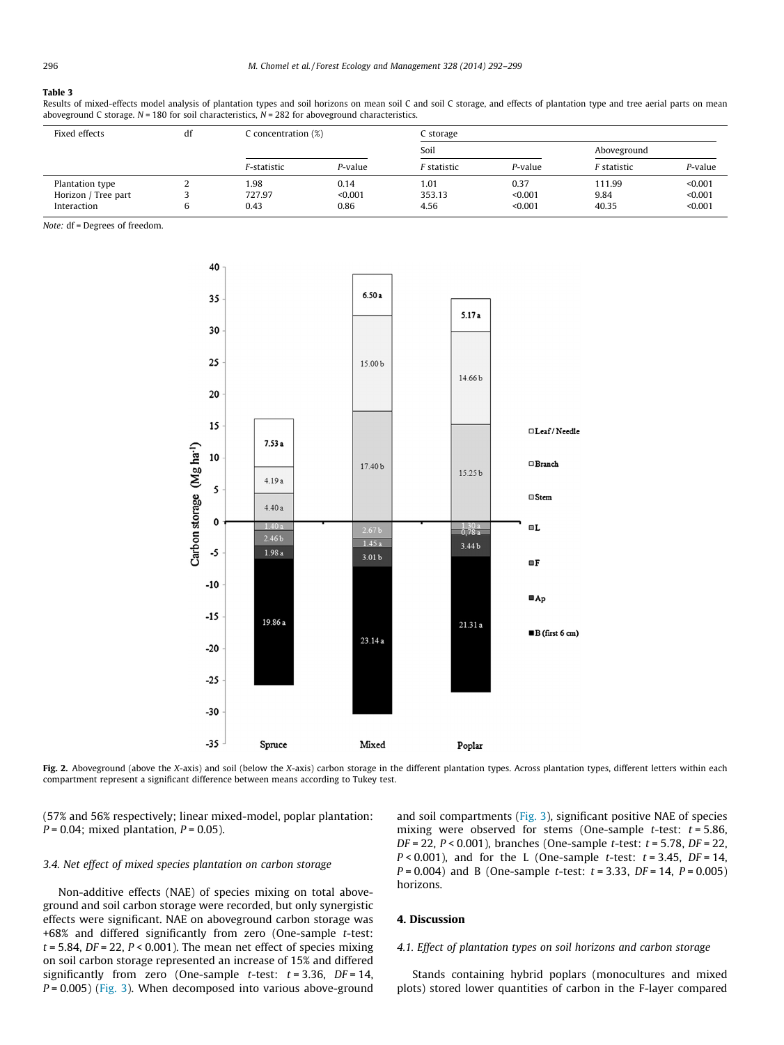**Table 3**
Results of mixed-effects model analysis of plantation types and soil horizons on mean soil C and soil C storage, and effects of plantation type and tree aerial parts on mean aboveground C storage. N = 180 for soil characteristics, N = 282 for aboveground characteristics.

| Fixed effects | df | C concentration (%) | | C storage | | | |
|---|---|---|---|---|---|---|---|
| | | | | Soil | | Aboveground | |
| | | *F*-statistic | *P*-value | *F* statistic | *P*-value | *F* statistic | *P*-value |
| Plantation type | 2 | 1.98 | 0.14 | 1.01 | 0.37 | 111.99 | <0.001 |
| Horizon / Tree part | 3 | 727.97 | <0.001 | 353.13 | <0.001 | 9.84 | <0.001 |
| Interaction | 6 | 0.43 | 0.86 | 4.56 | <0.001 | 40.35 | <0.001 |

*Note:* df = Degrees of freedom.

**Fig. 2.** Aboveground (above the *X*-axis) and soil (below the *X*-axis) carbon storage in the different plantation types. Across plantation types, different letters within each compartment represent a significant difference between means according to Tukey test.

(57% and 56% respectively; linear mixed-model, poplar plantation: $P = 0.04$; mixed plantation, $P = 0.05$).

### 3.4. Net effect of mixed species plantation on carbon storage

Non-additive effects (NAE) of species mixing on total aboveground and soil carbon storage were recorded, but only synergistic effects were significant. NAE on aboveground carbon storage was +68% and differed significantly from zero (One-sample *t*-test: $t = 5.84$, $DF = 22$, $P < 0.001$). The mean net effect of species mixing on soil carbon storage represented an increase of 15% and differed significantly from zero (One-sample *t*-test: $t = 3.36$, $DF = 14$, $P = 0.005$) (Fig. 3). When decomposed into various above-ground and soil compartments (Fig. 3), significant positive NAE of species mixing were observed for stems (One-sample *t*-test: $t = 5.86$, $DF = 22$, $P < 0.001$), branches (One-sample *t*-test: $t = 5.78$, $DF = 22$, $P < 0.001$), and for the L (One-sample *t*-test: $t = 3.45$, $DF = 14$, $P = 0.004$) and B (One-sample *t*-test: $t = 3.33$, $DF = 14$, $P = 0.005$) horizons.

## 4. Discussion

### 4.1. Effect of plantation types on soil horizons and carbon storage

Stands containing hybrid poplars (monocultures and mixed plots) stored lower quantities of carbon in the F-layer compared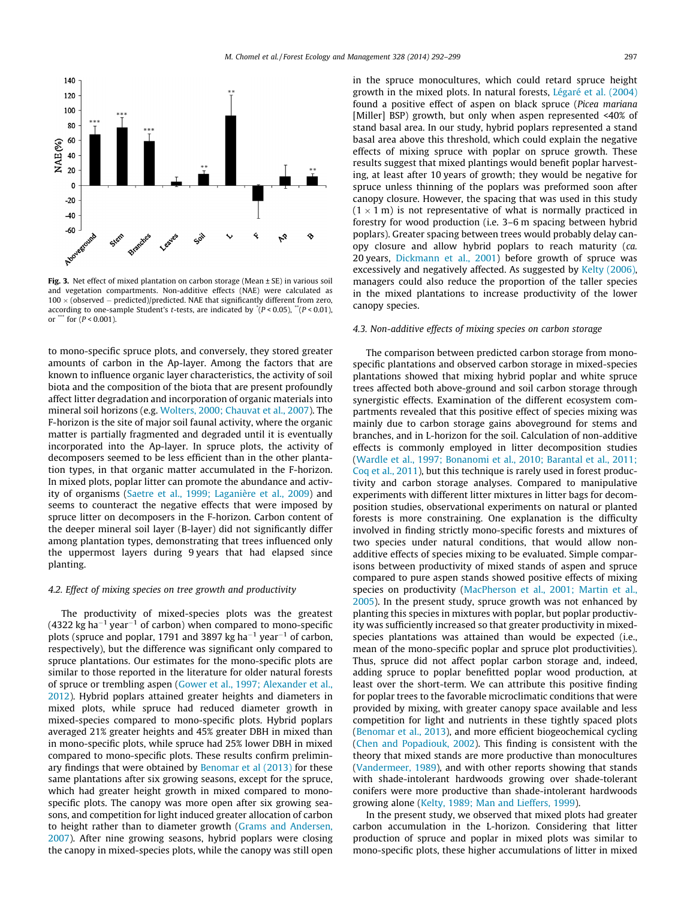Fig. 3. Net effect of mixed plantation on carbon storage (Mean ± SE) in various soil and vegetation compartments. Non-additive effects (NAE) were calculated as 100 × (observed − predicted)/predicted. NAE that significantly different from zero, according to one-sample Student's t-tests, are indicated by * ($P < 0.05$), ** ($P < 0.01$), or *** for ($P < 0.001$).

to mono-specific spruce plots, and conversely, they stored greater amounts of carbon in the Ap-layer. Among the factors that are known to influence organic layer characteristics, the activity of soil biota and the composition of the biota that are present profoundly affect litter degradation and incorporation of organic materials into mineral soil horizons (e.g. Wolters, 2000; Chauvat et al., 2007). The F-horizon is the site of major soil faunal activity, where the organic matter is partially fragmented and degraded until it is eventually incorporated into the Ap-layer. In spruce plots, the activity of decomposers seemed to be less efficient than in the other plantation types, in that organic matter accumulated in the F-horizon. In mixed plots, poplar litter can promote the abundance and activity of organisms (Saetre et al., 1999; Laganière et al., 2009) and seems to counteract the negative effects that were imposed by spruce litter on decomposers in the F-horizon. Carbon content of the deeper mineral soil layer (B-layer) did not significantly differ among plantation types, demonstrating that trees influenced only the uppermost layers during 9 years that had elapsed since planting.

### 4.2. Effect of mixing species on tree growth and productivity

The productivity of mixed-species plots was the greatest (4322 kg ha$^{-1}$ year$^{-1}$ of carbon) when compared to mono-specific plots (spruce and poplar, 1791 and 3897 kg ha$^{-1}$ year$^{-1}$ of carbon, respectively), but the difference was significant only compared to spruce plantations. Our estimates for the mono-specific plots are similar to those reported in the literature for older natural forests of spruce or trembling aspen (Gower et al., 1997; Alexander et al., 2012). Hybrid poplars attained greater heights and diameters in mixed plots, while spruce had reduced diameter growth in mixed-species compared to mono-specific plots. Hybrid poplars averaged 21% greater heights and 45% greater DBH in mixed than in mono-specific plots, while spruce had 25% lower DBH in mixed compared to mono-specific plots. These results confirm preliminary findings that were obtained by Benomar et al (2013) for these same plantations after six growing seasons, except for the spruce, which had greater height growth in mixed compared to mono-specific plots. The canopy was more open after six growing seasons, and competition for light induced greater allocation of carbon to height rather than to diameter growth (Grams and Andersen, 2007). After nine growing seasons, hybrid poplars were closing the canopy in mixed-species plots, while the canopy was still open in the spruce monocultures, which could retard spruce height growth in the mixed plots. In natural forests, Légaré et al. (2004) found a positive effect of aspen on black spruce (*Picea mariana* [Miller] BSP) growth, but only when aspen represented <40% of stand basal area. In our study, hybrid poplars represented a stand basal area above this threshold, which could explain the negative effects of mixing spruce with poplar on spruce growth. These results suggest that mixed plantings would benefit poplar harvesting, at least after 10 years of growth; they would be negative for spruce unless thinning of the poplars was preformed soon after canopy closure. However, the spacing that was used in this study (1 × 1 m) is not representative of what is normally practiced in forestry for wood production (i.e. 3–6 m spacing between hybrid poplars). Greater spacing between trees would probably delay canopy closure and allow hybrid poplars to reach maturity (*ca.* 20 years, Dickmann et al., 2001) before growth of spruce was excessively and negatively affected. As suggested by Kelty (2006), managers could also reduce the proportion of the taller species in the mixed plantations to increase productivity of the lower canopy species.

### 4.3. Non-additive effects of mixing species on carbon storage

The comparison between predicted carbon storage from mono-specific plantations and observed carbon storage in mixed-species plantations showed that mixing hybrid poplar and white spruce trees affected both above-ground and soil carbon storage through synergistic effects. Examination of the different ecosystem compartments revealed that this positive effect of species mixing was mainly due to carbon storage gains aboveground for stems and branches, and in L-horizon for the soil. Calculation of non-additive effects is commonly employed in litter decomposition studies (Wardle et al., 1997; Bonanomi et al., 2010; Barantal et al., 2011; Coq et al., 2011), but this technique is rarely used in forest productivity and carbon storage analyses. Compared to manipulative experiments with different litter mixtures in litter bags for decomposition studies, observational experiments on natural or planted forests is more constraining. One explanation is the difficulty involved in finding strictly mono-specific forests and mixtures of two species under natural conditions, that would allow non-additive effects of species mixing to be evaluated. Simple comparisons between productivity of mixed stands of aspen and spruce compared to pure aspen stands showed positive effects of mixing species on productivity (MacPherson et al., 2001; Martin et al., 2005). In the present study, spruce growth was not enhanced by planting this species in mixtures with poplar, but poplar productivity was sufficiently increased so that greater productivity in mixed-species plantations was attained than would be expected (i.e., mean of the mono-specific poplar and spruce plot productivities). Thus, spruce did not affect poplar carbon storage and, indeed, adding spruce to poplar benefitted poplar wood production, at least over the short-term. We can attribute this positive finding for poplar trees to the favorable microclimatic conditions that were provided by mixing, with greater canopy space available and less competition for light and nutrients in these tightly spaced plots (Benomar et al., 2013), and more efficient biogeochemical cycling (Chen and Popadiouk, 2002). This finding is consistent with the theory that mixed stands are more productive than monocultures (Vandermeer, 1989), and with other reports showing that stands with shade-intolerant hardwoods growing over shade-tolerant conifers were more productive than shade-intolerant hardwoods growing alone (Kelty, 1989; Man and Lieffers, 1999).

In the present study, we observed that mixed plots had greater carbon accumulation in the L-horizon. Considering that litter production of spruce and poplar in mixed plots was similar to mono-specific plots, these higher accumulations of litter in mixed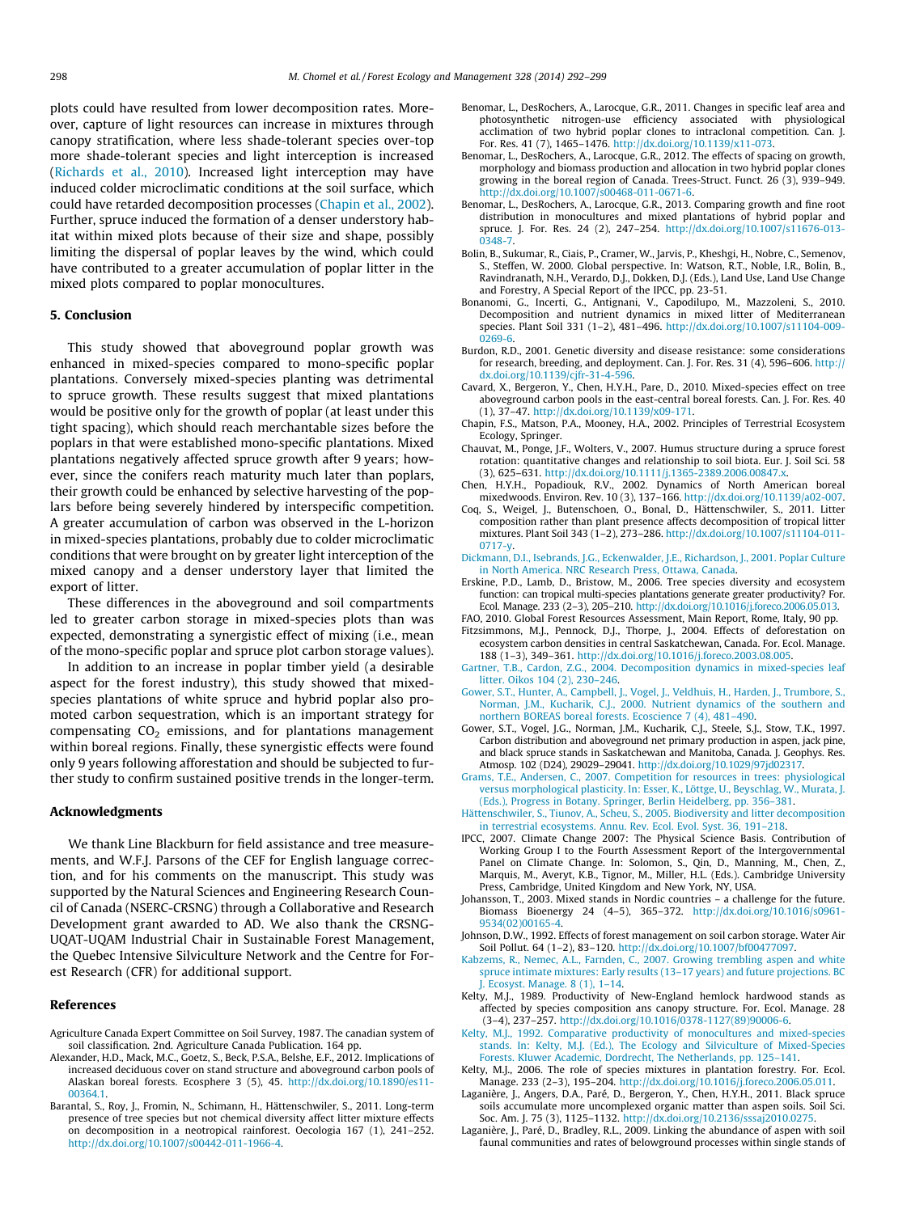plots could have resulted from lower decomposition rates. Moreover, capture of light resources can increase in mixtures through canopy stratification, where less shade-tolerant species over-top more shade-tolerant species and light interception is increased (Richards et al., 2010). Increased light interception may have induced colder microclimatic conditions at the soil surface, which could have retarded decomposition processes (Chapin et al., 2002). Further, spruce induced the formation of a denser understory habitat within mixed plots because of their size and shape, possibly limiting the dispersal of poplar leaves by the wind, which could have contributed to a greater accumulation of poplar litter in the mixed plots compared to poplar monocultures.

## 5. Conclusion

This study showed that aboveground poplar growth was enhanced in mixed-species compared to mono-specific poplar plantations. Conversely mixed-species planting was detrimental to spruce growth. These results suggest that mixed plantations would be positive only for the growth of poplar (at least under this tight spacing), which should reach merchantable sizes before the poplars in that were established mono-specific plantations. Mixed plantations negatively affected spruce growth after 9 years; however, since the conifers reach maturity much later than poplars, their growth could be enhanced by selective harvesting of the poplars before being severely hindered by interspecific competition. A greater accumulation of carbon was observed in the L-horizon in mixed-species plantations, probably due to colder microclimatic conditions that were brought on by greater light interception of the mixed canopy and a denser understory layer that limited the export of litter.

These differences in the aboveground and soil compartments led to greater carbon storage in mixed-species plots than was expected, demonstrating a synergistic effect of mixing (i.e., mean of the mono-specific poplar and spruce plot carbon storage values).

In addition to an increase in poplar timber yield (a desirable aspect for the forest industry), this study showed that mixed-species plantations of white spruce and hybrid poplar also promoted carbon sequestration, which is an important strategy for compensating $CO_2$ emissions, and for plantations management within boreal regions. Finally, these synergistic effects were found only 9 years following afforestation and should be subjected to further study to confirm sustained positive trends in the longer-term.

## Acknowledgments

We thank Line Blackburn for field assistance and tree measurements, and W.F.J. Parsons of the CEF for English language correction, and for his comments on the manuscript. This study was supported by the Natural Sciences and Engineering Research Council of Canada (NSERC-CRSNG) through a Collaborative and Research Development grant awarded to AD. We also thank the CRSNG-UQAT-UQAM Industrial Chair in Sustainable Forest Management, the Quebec Intensive Silviculture Network and the Centre for Forest Research (CFR) for additional support.

## References

Agriculture Canada Expert Committee on Soil Survey, 1987. The canadian system of soil classification. 2nd. Agriculture Canada Publication. 164 pp.

Alexander, H.D., Mack, M.C., Goetz, S., Beck, P.S.A., Belshe, E.F., 2012. Implications of increased deciduous cover on stand structure and aboveground carbon pools of Alaskan boreal forests. Ecosphere 3 (5), 45. http://dx.doi.org/10.1890/es11-00364.1.

Barantal, S., Roy, J., Fromin, N., Schimann, H., Hättenschwiler, S., 2011. Long-term presence of tree species but not chemical diversity affect litter mixture effects on decomposition in a neotropical rainforest. Oecologia 167 (1), 241–252. http://dx.doi.org/10.1007/s00442-011-1966-4.

Benomar, L., DesRochers, A., Larocque, G.R., 2011. Changes in specific leaf area and photosynthetic nitrogen-use efficiency associated with physiological acclimation of two hybrid poplar clones to intraclonal competition. Can. J. For. Res. 41 (7), 1465–1476. http://dx.doi.org/10.1139/x11-073.

Benomar, L., DesRochers, A., Larocque, G.R., 2012. The effects of spacing on growth, morphology and biomass production and allocation in two hybrid poplar clones growing in the boreal region of Canada. Trees-Struct. Funct. 26 (3), 939–949. http://dx.doi.org/10.1007/s00468-011-0671-6.

Benomar, L., DesRochers, A., Larocque, G.R., 2013. Comparing growth and fine root distribution in monocultures and mixed plantations of hybrid poplar and spruce. J. For. Res. 24 (2), 247–254. http://dx.doi.org/10.1007/s11676-013-0348-7.

Bolin, B., Sukumar, R., Ciais, P., Cramer, W., Jarvis, P., Kheshgi, H., Nobre, C., Semenov, S., Steffen, W. 2000. Global perspective. In: Watson, R.T., Noble, I.R., Bolin, B., Ravindranath, N.H., Verardo, D.J., Dokken, D.J. (Eds.), Land Use, Land Use Change and Forestry, A Special Report of the IPCC, pp. 23-51.

Bonanomi, G., Incerti, G., Antignani, V., Capodilupo, M., Mazzoleni, S., 2010. Decomposition and nutrient dynamics in mixed litter of Mediterranean species. Plant Soil 331 (1–2), 481–496. http://dx.doi.org/10.1007/s11104-009-0269-6.

Burdon, R.D., 2001. Genetic diversity and disease resistance: some considerations for research, breeding, and deployment. Can. J. For. Res. 31 (4), 596–606. http://dx.doi.org/10.1139/cjfr-31-4-596.

Cavard, X., Bergeron, Y., Chen, H.Y.H., Pare, D., 2010. Mixed-species effect on tree aboveground carbon pools in the east-central boreal forests. Can. J. For. Res. 40 (1), 37–47. http://dx.doi.org/10.1139/x09-171.

Chapin, F.S., Matson, P.A., Mooney, H.A., 2002. Principles of Terrestrial Ecosystem Ecology, Springer.

Chauvat, M., Ponge, J.F., Wolters, V., 2007. Humus structure during a spruce forest rotation: quantitative changes and relationship to soil biota. Eur. J. Soil Sci. 58 (3), 625–631. http://dx.doi.org/10.1111/j.1365-2389.2006.00847.x.

Chen, H.Y.H., Popadiouk, R.V., 2002. Dynamics of North American boreal mixedwoods. Environ. Rev. 10 (3), 137–166. http://dx.doi.org/10.1139/a02-007.

Coq, S., Weigel, J., Butenschoen, O., Bonal, D., Hättenschwiler, S., 2011. Litter composition rather than plant presence affects decomposition of tropical litter mixtures. Plant Soil 343 (1–2), 273–286. http://dx.doi.org/10.1007/s11104-011-0717-y.

Dickmann, D.I., Isebrands, J.G., Eckenwalder, J.E., Richardson, J., 2001. Poplar Culture in North America. NRC Research Press, Ottawa, Canada.

Erskine, P.D., Lamb, D., Bristow, M., 2006. Tree species diversity and ecosystem function: can tropical multi-species plantations generate greater productivity? For. Ecol. Manage. 233 (2–3), 205–210. http://dx.doi.org/10.1016/j.foreco.2006.05.013.

FAO, 2010. Global Forest Resources Assessment, Main Report, Rome, Italy, 90 pp.

Fitzsimmons, M.J., Pennock, D.J., Thorpe, J., 2004. Effects of deforestation on ecosystem carbon densities in central Saskatchewan, Canada. For. Ecol. Manage. 188 (1–3), 349–361. http://dx.doi.org/10.1016/j.foreco.2003.08.005.

Gartner, T.B., Cardon, Z.G., 2004. Decomposition dynamics in mixed-species leaf litter. Oikos 104 (2), 230–246.

Gower, S.T., Hunter, A., Campbell, J., Vogel, J., Veldhuis, H., Harden, J., Trumbore, S., Norman, J.M., Kucharik, C.J., 2000. Nutrient dynamics of the southern and northern BOREAS boreal forests. Ecoscience 7 (4), 481–490.

Gower, S.T., Vogel, J.G., Norman, J.M., Kucharik, C.J., Steele, S.J., Stow, T.K., 1997. Carbon distribution and aboveground net primary production in aspen, jack pine, and black spruce stands in Saskatchewan and Manitoba, Canada. J. Geophys. Res. Atmosp. 102 (D24), 29029–29041. http://dx.doi.org/10.1029/97jd02317.

Grams, T.E., Andersen, C., 2007. Competition for resources in trees: physiological versus morphological plasticity. In: Esser, K., Löttge, U., Beyschlag, W., Murata, J. (Eds.), Progress in Botany. Springer, Berlin Heidelberg, pp. 356–381.

Hättenschwiler, S., Tiunov, A., Scheu, S., 2005. Biodiversity and litter decomposition in terrestrial ecosystems. Annu. Rev. Ecol. Evol. Syst. 36, 191–218.

IPCC, 2007. Climate Change 2007: The Physical Science Basis. Contribution of Working Group I to the Fourth Assessment Report of the Intergovernmental Panel on Climate Change. In: Solomon, S., Qin, D., Manning, M., Chen, Z., Marquis, M., Averyt, K.B., Tignor, M., Miller, H.L. (Eds.). Cambridge University Press, Cambridge, United Kingdom and New York, NY, USA.

Johansson, T., 2003. Mixed stands in Nordic countries – a challenge for the future. Biomass Bioenergy 24 (4–5), 365–372. http://dx.doi.org/10.1016/s0961-9534(02)00165-4.

Johnson, D.W., 1992. Effects of forest management on soil carbon storage. Water Air Soil Pollut. 64 (1–2), 83–120. http://dx.doi.org/10.1007/bf00477097.

Kabzems, R., Nemec, A.L., Farnden, C., 2007. Growing trembling aspen and white spruce intimate mixtures: Early results (13–17 years) and future projections. BC J. Ecosyst. Manage. 8 (1), 1–14.

Kelty, M.J., 1989. Productivity of New-England hemlock hardwood stands as affected by species composition ans canopy structure. For. Ecol. Manage. 28 (3–4), 237–257. http://dx.doi.org/10.1016/0378-1127(89)90006-6.

Kelty, M.J., 1992. Comparative productivity of monocultures and mixed-species stands. In: Kelty, M.J. (Ed.), The Ecology and Silviculture of Mixed-Species Forests. Kluwer Academic, Dordrecht, The Netherlands, pp. 125–141.

Kelty, M.J., 2006. The role of species mixtures in plantation forestry. For. Ecol. Manage. 233 (2–3), 195–204. http://dx.doi.org/10.1016/j.foreco.2006.05.011.

Laganière, J., Angers, D.A., Paré, D., Bergeron, Y., Chen, H.Y.H., 2011. Black spruce soils accumulate more uncomplexed organic matter than aspen soils. Soil Sci. Soc. Am. J. 75 (3), 1125–1132. http://dx.doi.org/10.2136/sssaj2010.0275.

Laganière, J., Paré, D., Bradley, R.L., 2009. Linking the abundance of aspen with soil faunal communities and rates of belowground processes within single stands of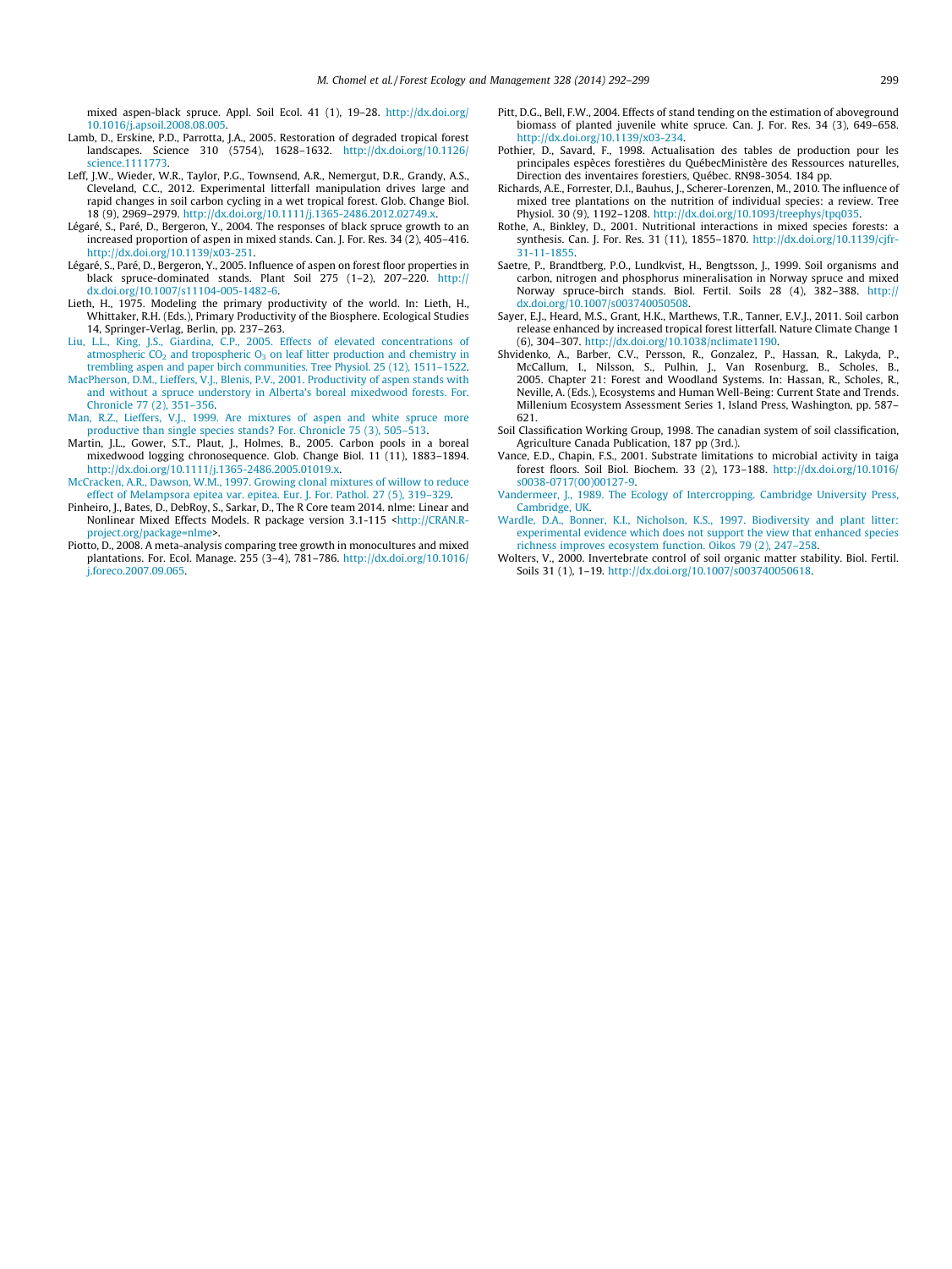mixed aspen-black spruce. Appl. Soil Ecol. 41 (1), 19–28. http://dx.doi.org/10.1016/j.apsoil.2008.08.005.

Lamb, D., Erskine, P.D., Parrotta, J.A., 2005. Restoration of degraded tropical forest landscapes. Science 310 (5754), 1628–1632. http://dx.doi.org/10.1126/science.1111773.

Leff, J.W., Wieder, W.R., Taylor, P.G., Townsend, A.R., Nemergut, D.R., Grandy, A.S., Cleveland, C.C., 2012. Experimental litterfall manipulation drives large and rapid changes in soil carbon cycling in a wet tropical forest. Glob. Change Biol. 18 (9), 2969–2979. http://dx.doi.org/10.1111/j.1365-2486.2012.02749.x.

Légaré, S., Paré, D., Bergeron, Y., 2004. The responses of black spruce growth to an increased proportion of aspen in mixed stands. Can. J. For. Res. 34 (2), 405–416. http://dx.doi.org/10.1139/x03-251.

Légaré, S., Paré, D., Bergeron, Y., 2005. Influence of aspen on forest floor properties in black spruce-dominated stands. Plant Soil 275 (1–2), 207–220. http://dx.doi.org/10.1007/s11104-005-1482-6.

Lieth, H., 1975. Modeling the primary productivity of the world. In: Lieth, H., Whittaker, R.H. (Eds.), Primary Productivity of the Biosphere. Ecological Studies 14, Springer-Verlag, Berlin, pp. 237–263.

Liu, L.L., King, J.S., Giardina, C.P., 2005. Effects of elevated concentrations of atmospheric $CO_2$ and tropospheric $O_3$ on leaf litter production and chemistry in trembling aspen and paper birch communities. Tree Physiol. 25 (12), 1511–1522.

MacPherson, D.M., Lieffers, V.J., Blenis, P.V., 2001. Productivity of aspen stands with and without a spruce understory in Alberta's boreal mixedwood forests. For. Chronicle 77 (2), 351–356.

Man, R.Z., Lieffers, V.J., 1999. Are mixtures of aspen and white spruce more productive than single species stands? For. Chronicle 75 (3), 505–513.

Martin, J.L., Gower, S.T., Plaut, J., Holmes, B., 2005. Carbon pools in a boreal mixedwood logging chronosequence. Glob. Change Biol. 11 (11), 1883–1894. http://dx.doi.org/10.1111/j.1365-2486.2005.01019.x.

McCracken, A.R., Dawson, W.M., 1997. Growing clonal mixtures of willow to reduce effect of Melampsora epitea var. epitea. Eur. J. For. Pathol. 27 (5), 319–329.

Pinheiro, J., Bates, D., DebRoy, S., Sarkar, D., The R Core team 2014. nlme: Linear and Nonlinear Mixed Effects Models. R package version 3.1-115 <http://CRAN.R-project.org/package=nlme>.

Piotto, D., 2008. A meta-analysis comparing tree growth in monocultures and mixed plantations. For. Ecol. Manage. 255 (3–4), 781–786. http://dx.doi.org/10.1016/j.foreco.2007.09.065.

Pitt, D.G., Bell, F.W., 2004. Effects of stand tending on the estimation of aboveground biomass of planted juvenile white spruce. Can. J. For. Res. 34 (3), 649–658. http://dx.doi.org/10.1139/x03-234.

Pothier, D., Savard, F., 1998. Actualisation des tables de production pour les principales espèces forestières du QuébecMinistère des Ressources naturelles, Direction des inventaires forestiers, Québec. RN98-3054. 184 pp.

Richards, A.E., Forrester, D.I., Bauhus, J., Scherer-Lorenzen, M., 2010. The influence of mixed tree plantations on the nutrition of individual species: a review. Tree Physiol. 30 (9), 1192–1208. http://dx.doi.org/10.1093/treephys/tpq035.

Rothe, A., Binkley, D., 2001. Nutritional interactions in mixed species forests: a synthesis. Can. J. For. Res. 31 (11), 1855–1870. http://dx.doi.org/10.1139/cjfr-31-11-1855.

Saetre, P., Brandtberg, P.O., Lundkvist, H., Bengtsson, J., 1999. Soil organisms and carbon, nitrogen and phosphorus mineralisation in Norway spruce and mixed Norway spruce-birch stands. Biol. Fertil. Soils 28 (4), 382–388. http://dx.doi.org/10.1007/s003740050508.

Sayer, E.J., Heard, M.S., Grant, H.K., Marthews, T.R., Tanner, E.V.J., 2011. Soil carbon release enhanced by increased tropical forest litterfall. Nature Climate Change 1 (6), 304–307. http://dx.doi.org/10.1038/nclimate1190.

Shvidenko, A., Barber, C.V., Persson, R., Gonzalez, P., Hassan, R., Lakyda, P., McCallum, I., Nilsson, S., Pulhin, J., Van Rosenburg, B., Scholes, B., 2005. Chapter 21: Forest and Woodland Systems. In: Hassan, R., Scholes, R., Neville, A. (Eds.), Ecosystems and Human Well-Being: Current State and Trends. Millenium Ecosystem Assessment Series 1, Island Press, Washington, pp. 587–621.

Soil Classification Working Group, 1998. The canadian system of soil classification, Agriculture Canada Publication, 187 pp (3rd.).

Vance, E.D., Chapin, F.S., 2001. Substrate limitations to microbial activity in taiga forest floors. Soil Biol. Biochem. 33 (2), 173–188. http://dx.doi.org/10.1016/s0038-0717(00)00127-9.

Vandermeer, J., 1989. The Ecology of Intercropping. Cambridge University Press, Cambridge, UK.

Wardle, D.A., Bonner, K.I., Nicholson, K.S., 1997. Biodiversity and plant litter: experimental evidence which does not support the view that enhanced species richness improves ecosystem function. Oikos 79 (2), 247–258.

Wolters, V., 2000. Invertebrate control of soil organic matter stability. Biol. Fertil. Soils 31 (1), 1–19. http://dx.doi.org/10.1007/s003740050618.